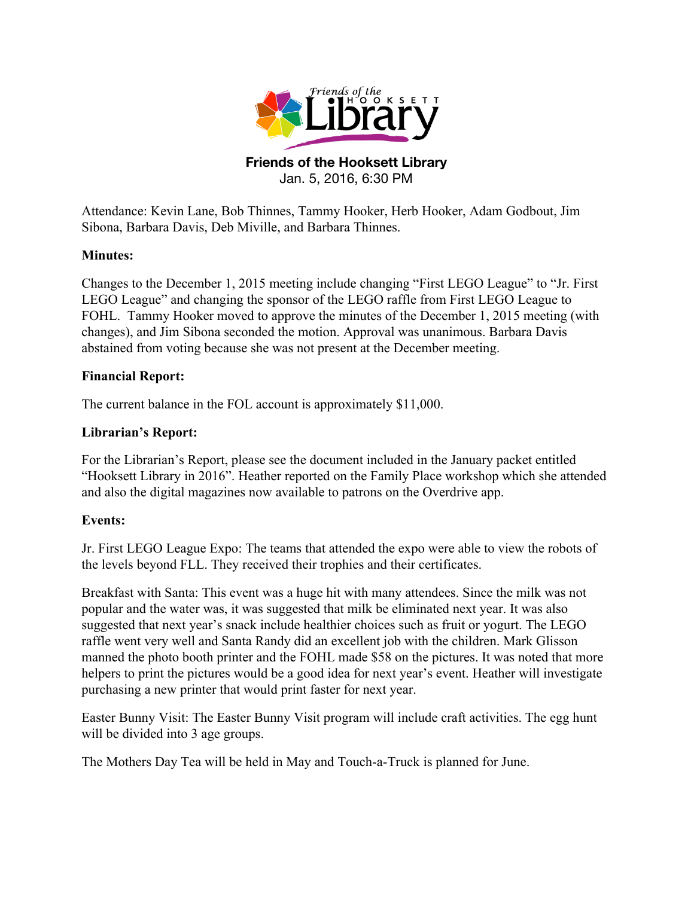# Friends of the Hooksett Library

Jan. 5, 2016, 6:30 PM

Attendance: Kevin Lane, Bob Thinnes, Tammy Hooker, Herb Hooker, Adam Godbout, Jim Sibona, Barbara Davis, Deb Miville, and Barbara Thinnes.

**Minutes:**

Changes to the December 1, 2015 meeting include changing "First LEGO League" to "Jr. First LEGO League" and changing the sponsor of the LEGO raffle from First LEGO League to FOHL. Tammy Hooker moved to approve the minutes of the December 1, 2015 meeting (with changes), and Jim Sibona seconded the motion. Approval was unanimous. Barbara Davis abstained from voting because she was not present at the December meeting.

**Financial Report:**

The current balance in the FOL account is approximately $11,000.

**Librarian's Report:**

For the Librarian's Report, please see the document included in the January packet entitled "Hooksett Library in 2016". Heather reported on the Family Place workshop which she attended and also the digital magazines now available to patrons on the Overdrive app.

**Events:**

Jr. First LEGO League Expo: The teams that attended the expo were able to view the robots of the levels beyond FLL. They received their trophies and their certificates.

Breakfast with Santa: This event was a huge hit with many attendees. Since the milk was not popular and the water was, it was suggested that milk be eliminated next year. It was also suggested that next year's snack include healthier choices such as fruit or yogurt. The LEGO raffle went very well and Santa Randy did an excellent job with the children. Mark Glisson manned the photo booth printer and the FOHL made $58 on the pictures. It was noted that more helpers to print the pictures would be a good idea for next year's event. Heather will investigate purchasing a new printer that would print faster for next year.

Easter Bunny Visit: The Easter Bunny Visit program will include craft activities. The egg hunt will be divided into 3 age groups.

The Mothers Day Tea will be held in May and Touch-a-Truck is planned for June.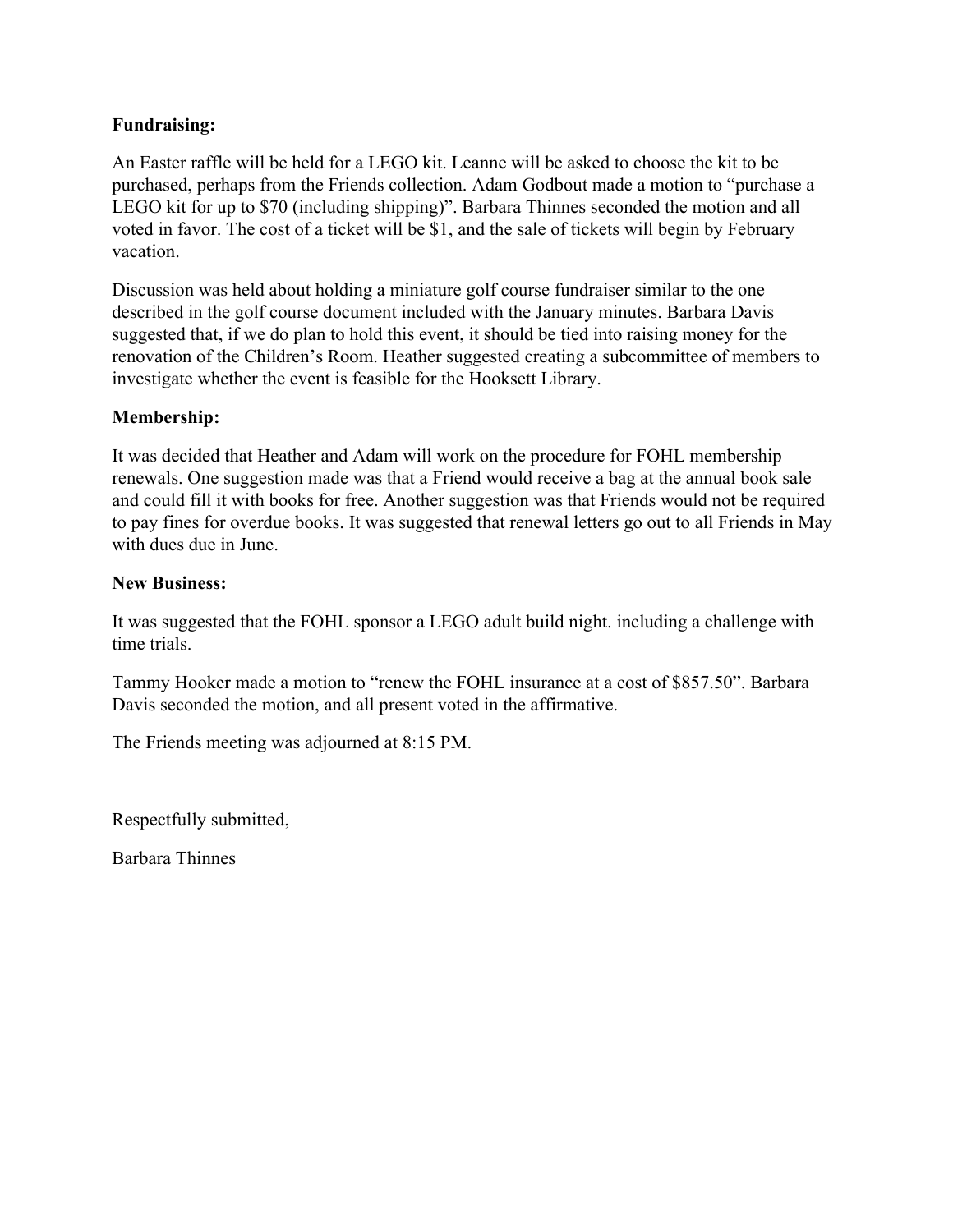**Fundraising:**

An Easter raffle will be held for a LEGO kit. Leanne will be asked to choose the kit to be purchased, perhaps from the Friends collection. Adam Godbout made a motion to "purchase a LEGO kit for up to $70 (including shipping)". Barbara Thinnes seconded the motion and all voted in favor. The cost of a ticket will be $1, and the sale of tickets will begin by February vacation.

Discussion was held about holding a miniature golf course fundraiser similar to the one described in the golf course document included with the January minutes. Barbara Davis suggested that, if we do plan to hold this event, it should be tied into raising money for the renovation of the Children's Room. Heather suggested creating a subcommittee of members to investigate whether the event is feasible for the Hooksett Library.

**Membership:**

It was decided that Heather and Adam will work on the procedure for FOHL membership renewals. One suggestion made was that a Friend would receive a bag at the annual book sale and could fill it with books for free. Another suggestion was that Friends would not be required to pay fines for overdue books. It was suggested that renewal letters go out to all Friends in May with dues due in June.

**New Business:**

It was suggested that the FOHL sponsor a LEGO adult build night. including a challenge with time trials.

Tammy Hooker made a motion to "renew the FOHL insurance at a cost of $857.50". Barbara Davis seconded the motion, and all present voted in the affirmative.

The Friends meeting was adjourned at 8:15 PM.

Respectfully submitted,

Barbara Thinnes